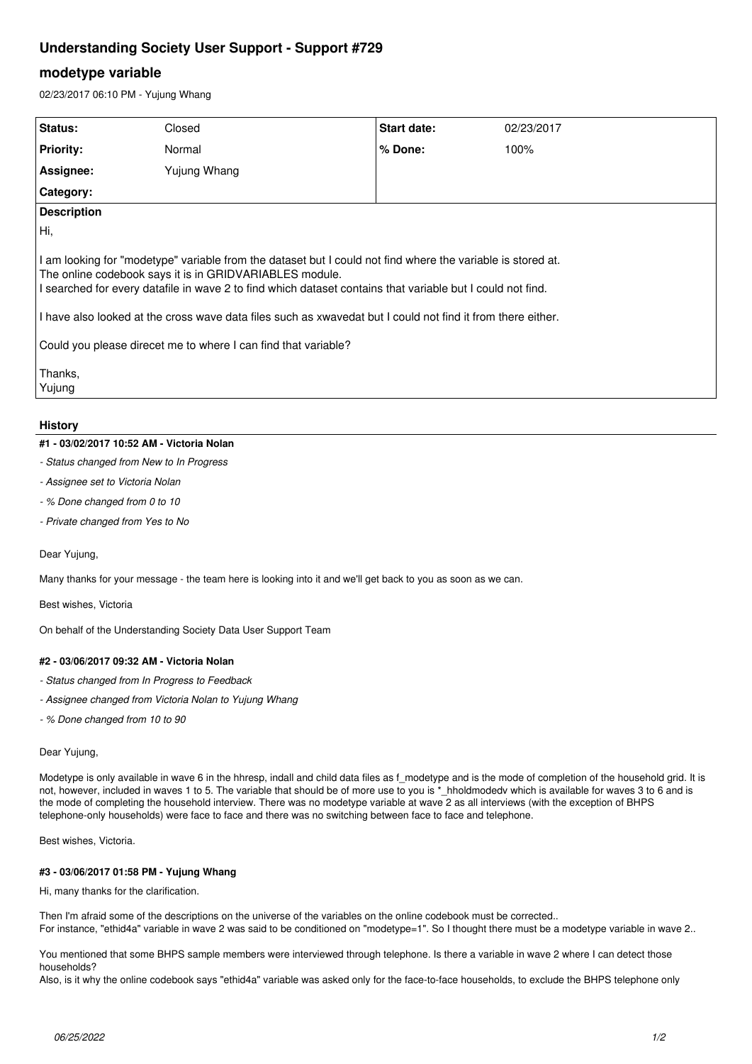# Understanding Society User Support - Support #729

## modetype variable

02/23/2017 06:10 PM - Yujung Whang

| Status: | Closed | Start date: | 02/23/2017 |
|---|---|---|---|
| Priority: | Normal | % Done: | 100% |
| Assignee: | Yujung Whang | | |
| Category: | | | |

**Description**

Hi,

I am looking for "modetype" variable from the dataset but I could not find where the variable is stored at.
The online codebook says it is in GRIDVARIABLES module.
I searched for every datafile in wave 2 to find which dataset contains that variable but I could not find.

I have also looked at the cross wave data files such as xwavedat but I could not find it from there either.

Could you please direcet me to where I can find that variable?

Thanks,
Yujung

### History

#### #1 - 03/02/2017 10:52 AM - Victoria Nolan

- *Status changed from New to In Progress*
- *Assignee set to Victoria Nolan*
- *% Done changed from 0 to 10*
- *Private changed from Yes to No*

Dear Yujung,

Many thanks for your message - the team here is looking into it and we'll get back to you as soon as we can.

Best wishes, Victoria

On behalf of the Understanding Society Data User Support Team

#### #2 - 03/06/2017 09:32 AM - Victoria Nolan

- *Status changed from In Progress to Feedback*
- *Assignee changed from Victoria Nolan to Yujung Whang*
- *% Done changed from 10 to 90*

Dear Yujung,

Modetype is only available in wave 6 in the hhresp, indall and child data files as f_modetype and is the mode of completion of the household grid. It is not, however, included in waves 1 to 5. The variable that should be of more use to you is *_hholdmodedv which is available for waves 3 to 6 and is the mode of completing the household interview. There was no modetype variable at wave 2 as all interviews (with the exception of BHPS telephone-only households) were face to face and there was no switching between face to face and telephone.

Best wishes, Victoria.

#### #3 - 03/06/2017 01:58 PM - Yujung Whang

Hi, many thanks for the clarification.

Then I'm afraid some of the descriptions on the universe of the variables on the online codebook must be corrected..
For instance, "ethid4a" variable in wave 2 was said to be conditioned on "modetype=1". So I thought there must be a modetype variable in wave 2..

You mentioned that some BHPS sample members were interviewed through telephone. Is there a variable in wave 2 where I can detect those households?
Also, is it why the online codebook says "ethid4a" variable was asked only for the face-to-face households, to exclude the BHPS telephone only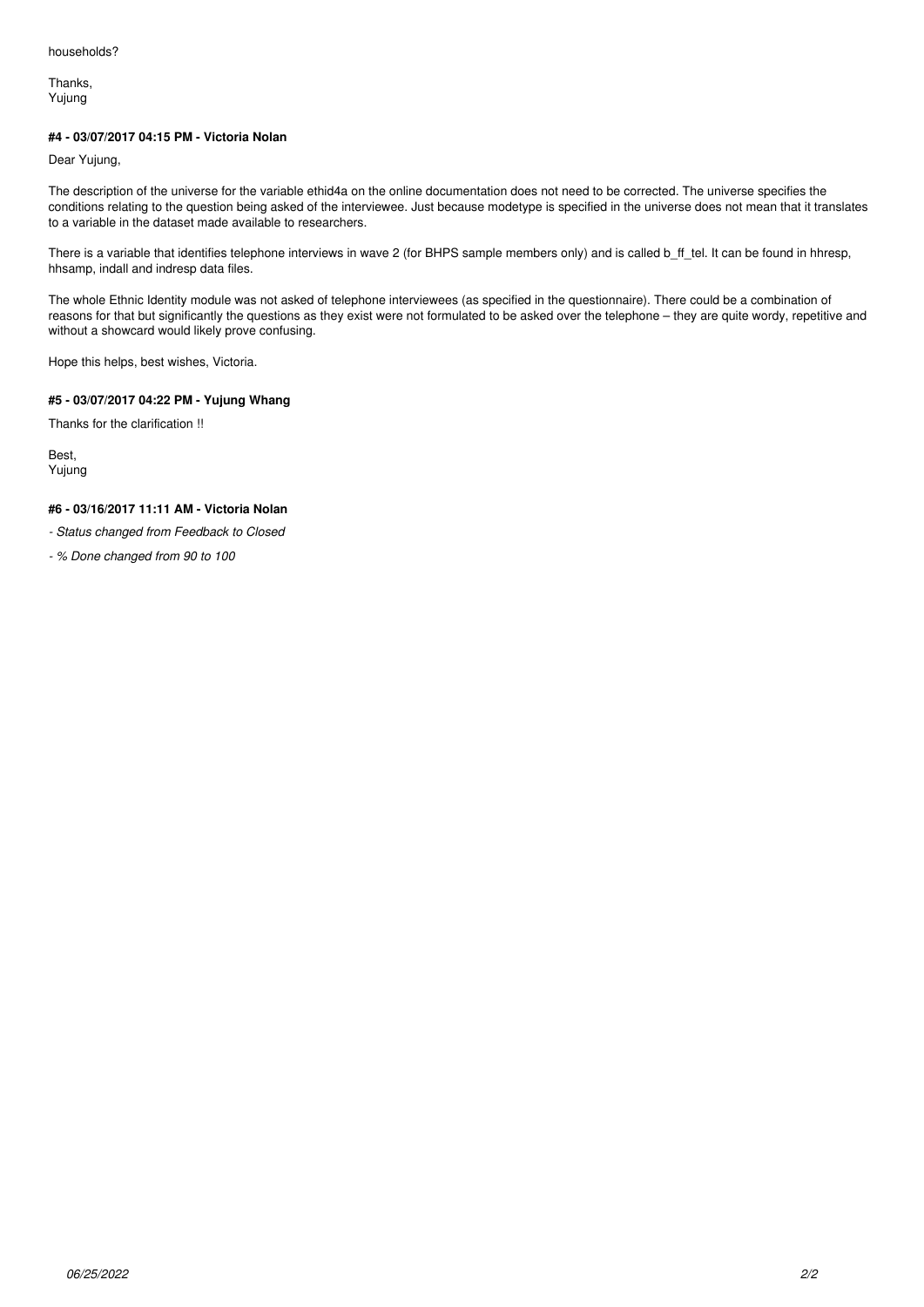households?

Thanks,
Yujung

#### #4 - 03/07/2017 04:15 PM - Victoria Nolan

Dear Yujung,

The description of the universe for the variable ethid4a on the online documentation does not need to be corrected. The universe specifies the conditions relating to the question being asked of the interviewee. Just because modetype is specified in the universe does not mean that it translates to a variable in the dataset made available to researchers.

There is a variable that identifies telephone interviews in wave 2 (for BHPS sample members only) and is called b_ff_tel. It can be found in hhresp, hhsamp, indall and indresp data files.

The whole Ethnic Identity module was not asked of telephone interviewees (as specified in the questionnaire). There could be a combination of reasons for that but significantly the questions as they exist were not formulated to be asked over the telephone – they are quite wordy, repetitive and without a showcard would likely prove confusing.

Hope this helps, best wishes, Victoria.

#### #5 - 03/07/2017 04:22 PM - Yujung Whang

Thanks for the clarification !!

Best,
Yujung

#### #6 - 03/16/2017 11:11 AM - Victoria Nolan

- *Status changed from Feedback to Closed*
- *% Done changed from 90 to 100*